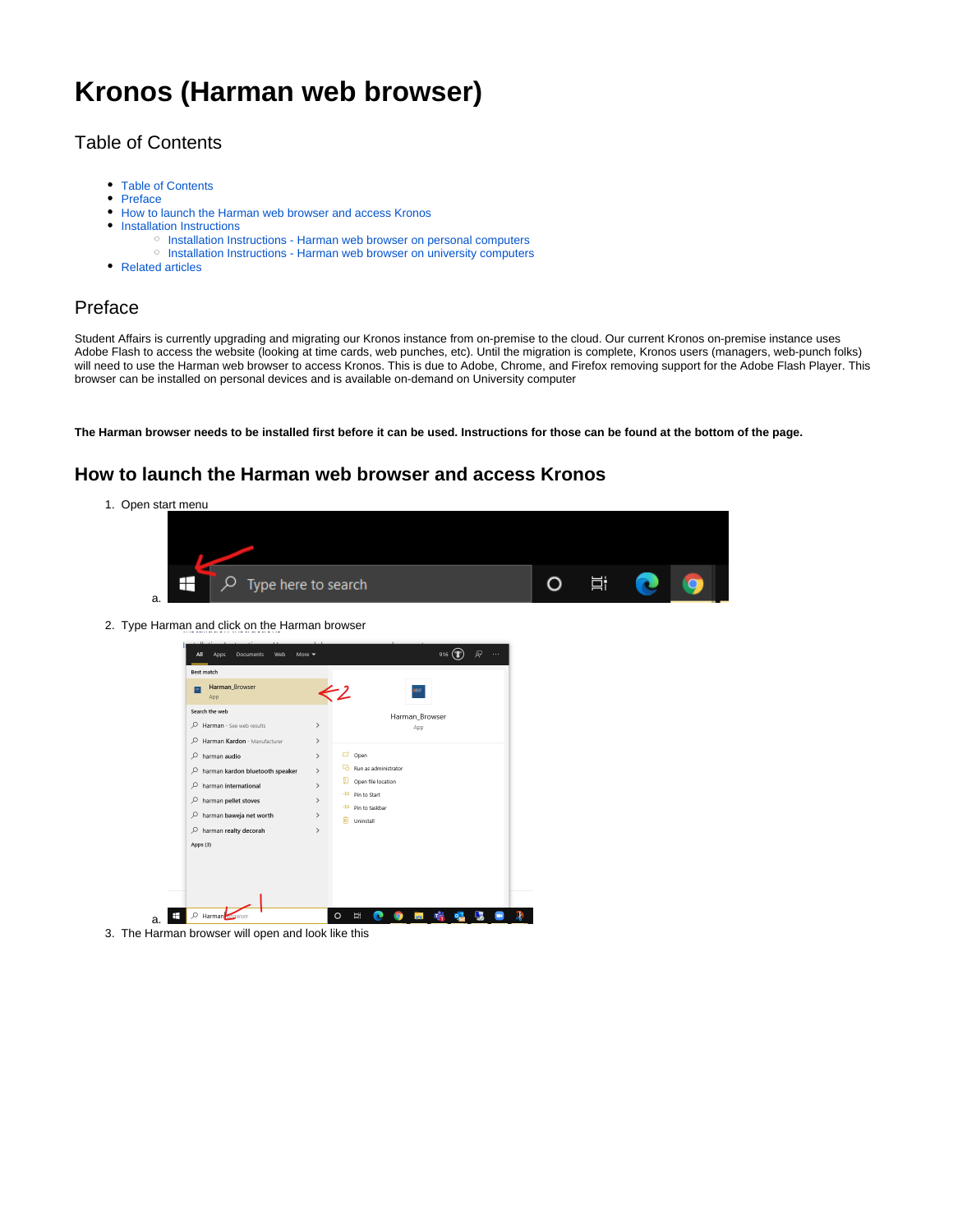# Kronos (Harman web browser)

## Table of Contents

- Table of Contents
- Preface
- How to launch the Harman web browser and access Kronos
- Installation Instructions
  - Installation Instructions - Harman web browser on personal computers
  - Installation Instructions - Harman web browser on university computers
- Related articles

## Preface

Student Affairs is currently upgrading and migrating our Kronos instance from on-premise to the cloud. Our current Kronos on-premise instance uses Adobe Flash to access the website (looking at time cards, web punches, etc). Until the migration is complete, Kronos users (managers, web-punch folks) will need to use the Harman web browser to access Kronos. This is due to Adobe, Chrome, and Firefox removing support for the Adobe Flash Player. This browser can be installed on personal devices and is available on-demand on University computer

**The Harman browser needs to be installed first before it can be used. Instructions for those can be found at the bottom of the page.**

## How to launch the Harman web browser and access Kronos

1. Open start menu
   a.
2. Type Harman and click on the Harman browser
   a.
3. The Harman browser will open and look like this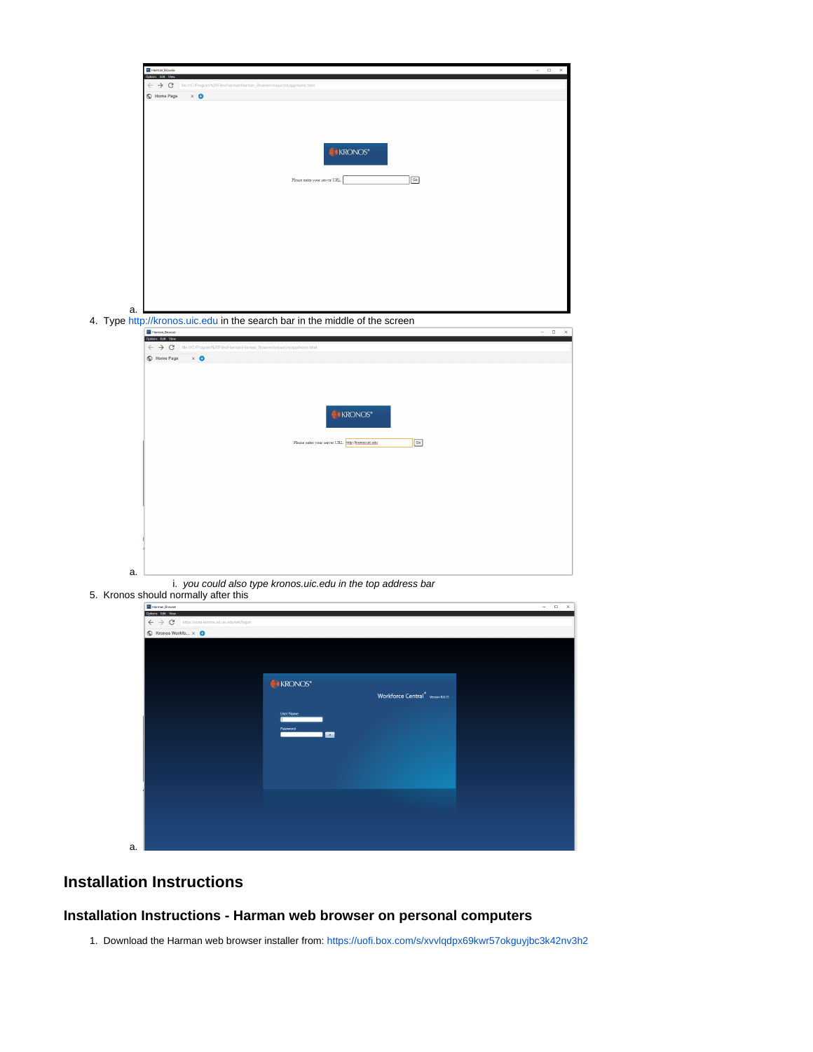a.

4. Type http://kronos.uic.edu in the search bar in the middle of the screen

   a.

      i. *you could also type kronos.uic.edu in the top address bar*

5. Kronos should normally after this

   a.

## Installation Instructions

### Installation Instructions - Harman web browser on personal computers

1. Download the Harman web browser installer from: https://uofi.box.com/s/xvvlqdpx69kwr57okguyjbc3k42nv3h2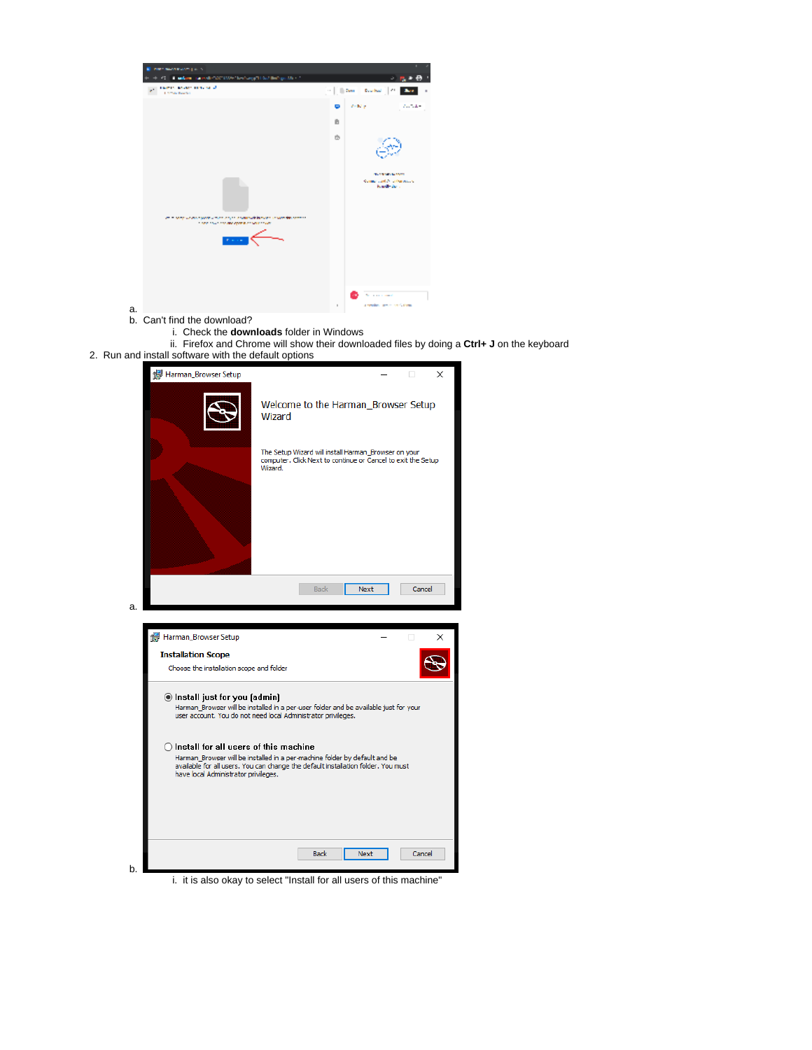a.

b. Can't find the download?

   i. Check the **downloads** folder in Windows

   ii. Firefox and Chrome will show their downloaded files by doing a **Ctrl+ J** on the keyboard

2. Run and install software with the default options

   a.

   b.

      i. it is also okay to select "Install for all users of this machine"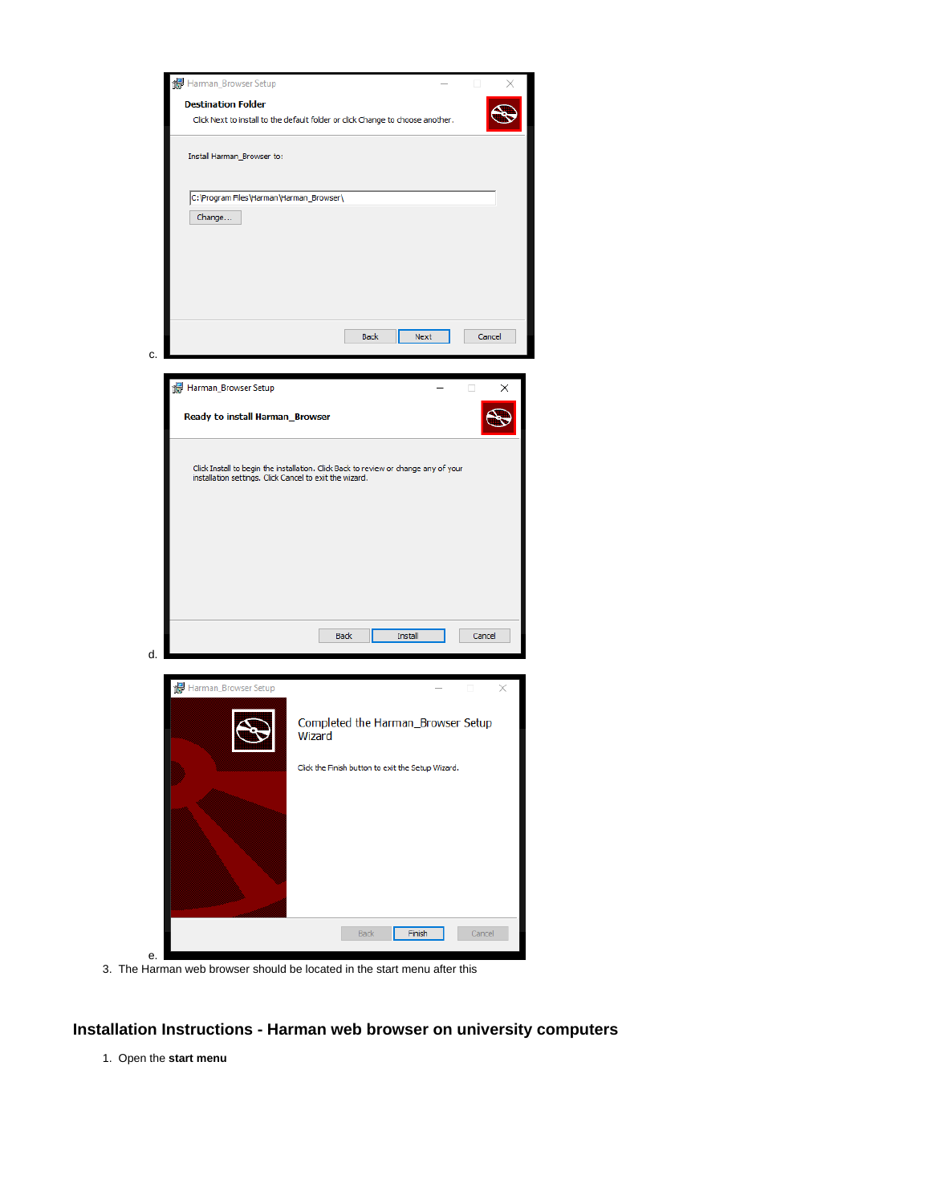c.

d.

e.

3. The Harman web browser should be located in the start menu after this

## Installation Instructions - Harman web browser on university computers

1. Open the **start menu**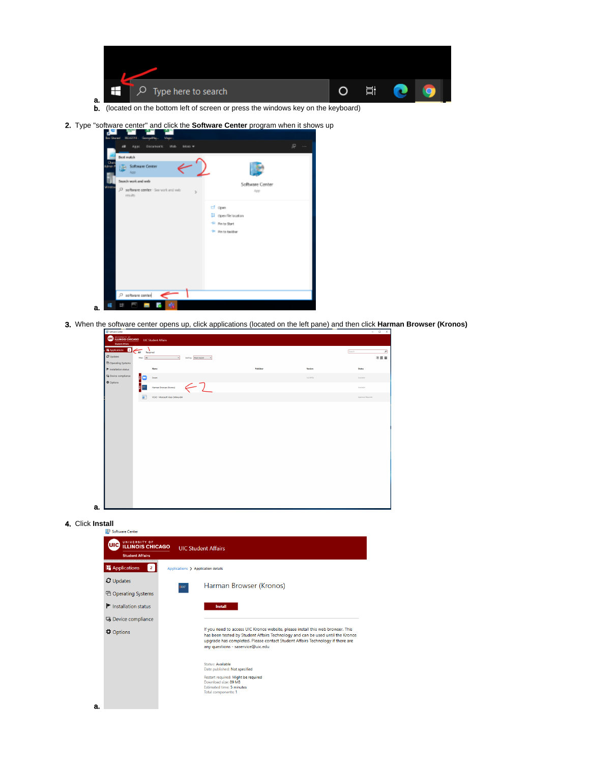a.
b. (located on the bottom left of screen or press the windows key on the keyboard)

2. Type "software center" and click the **Software Center** program when it shows up
   a.

3. When the software center opens up, click applications (located on the left pane) and then click **Harman Browser (Kronos)**
   a.

4. Click **Install**
   a.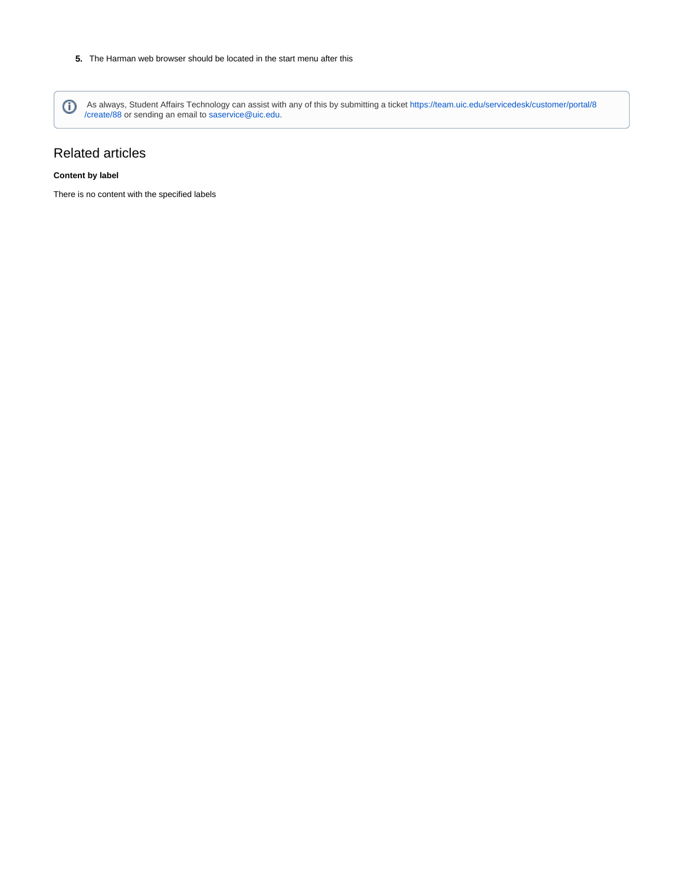5. The Harman web browser should be located in the start menu after this

> As always, Student Affairs Technology can assist with any of this by submitting a ticket https://team.uic.edu/servicedesk/customer/portal/8/create/88 or sending an email to saservice@uic.edu.

## Related articles

**Content by label**

There is no content with the specified labels